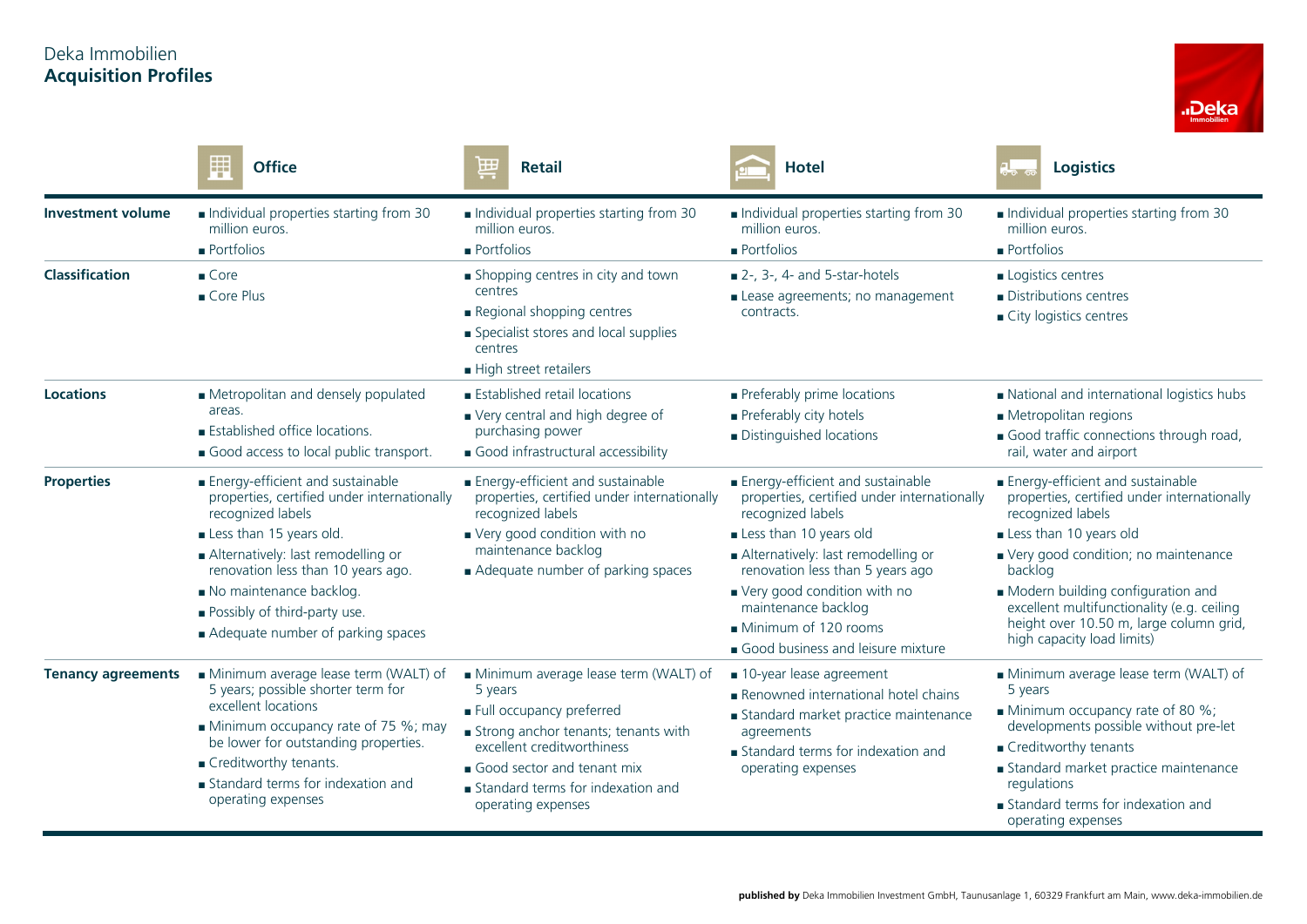Deka Immobilien
# Acquisition Profiles

| | Office | Retail | Hotel | Logistics |
|---|---|---|---|---|
| **Investment volume** | ■ Individual properties starting from 30 million euros.<br>■ Portfolios | ■ Individual properties starting from 30 million euros.<br>■ Portfolios | ■ Individual properties starting from 30 million euros.<br>■ Portfolios | ■ Individual properties starting from 30 million euros.<br>■ Portfolios |
| **Classification** | ■ Core<br>■ Core Plus | ■ Shopping centres in city and town centres<br>■ Regional shopping centres<br>■ Specialist stores and local supplies centres<br>■ High street retailers | ■ 2-, 3-, 4- and 5-star-hotels<br>■ Lease agreements; no management contracts. | ■ Logistics centres<br>■ Distributions centres<br>■ City logistics centres |
| **Locations** | ■ Metropolitan and densely populated areas.<br>■ Established office locations.<br>■ Good access to local public transport. | ■ Established retail locations<br>■ Very central and high degree of purchasing power<br>■ Good infrastructural accessibility | ■ Preferably prime locations<br>■ Preferably city hotels<br>■ Distinguished locations | ■ National and international logistics hubs<br>■ Metropolitan regions<br>■ Good traffic connections through road, rail, water and airport |
| **Properties** | ■ Energy-efficient and sustainable properties, certified under internationally recognized labels<br>■ Less than 15 years old.<br>■ Alternatively: last remodelling or renovation less than 10 years ago.<br>■ No maintenance backlog.<br>■ Possibly of third-party use.<br>■ Adequate number of parking spaces | ■ Energy-efficient and sustainable properties, certified under internationally recognized labels<br>■ Very good condition with no maintenance backlog<br>■ Adequate number of parking spaces | ■ Energy-efficient and sustainable properties, certified under internationally recognized labels<br>■ Less than 10 years old<br>■ Alternatively: last remodelling or renovation less than 5 years ago<br>■ Very good condition with no maintenance backlog<br>■ Minimum of 120 rooms<br>■ Good business and leisure mixture | ■ Energy-efficient and sustainable properties, certified under internationally recognized labels<br>■ Less than 10 years old<br>■ Very good condition; no maintenance backlog<br>■ Modern building configuration and excellent multifunctionality (e.g. ceiling height over 10.50 m, large column grid, high capacity load limits) |
| **Tenancy agreements** | ■ Minimum average lease term (WALT) of 5 years; possible shorter term for excellent locations<br>■ Minimum occupancy rate of 75 %; may be lower for outstanding properties.<br>■ Creditworthy tenants.<br>■ Standard terms for indexation and operating expenses | ■ Minimum average lease term (WALT) of 5 years<br>■ Full occupancy preferred<br>■ Strong anchor tenants; tenants with excellent creditworthiness<br>■ Good sector and tenant mix<br>■ Standard terms for indexation and operating expenses | ■ 10-year lease agreement<br>■ Renowned international hotel chains<br>■ Standard market practice maintenance agreements<br>■ Standard terms for indexation and operating expenses | ■ Minimum average lease term (WALT) of 5 years<br>■ Minimum occupancy rate of 80 %; developments possible without pre-let<br>■ Creditworthy tenants<br>■ Standard market practice maintenance regulations<br>■ Standard terms for indexation and operating expenses |

**published by** Deka Immobilien Investment GmbH, Taunusanlage 1, 60329 Frankfurt am Main, www.deka-immobilien.de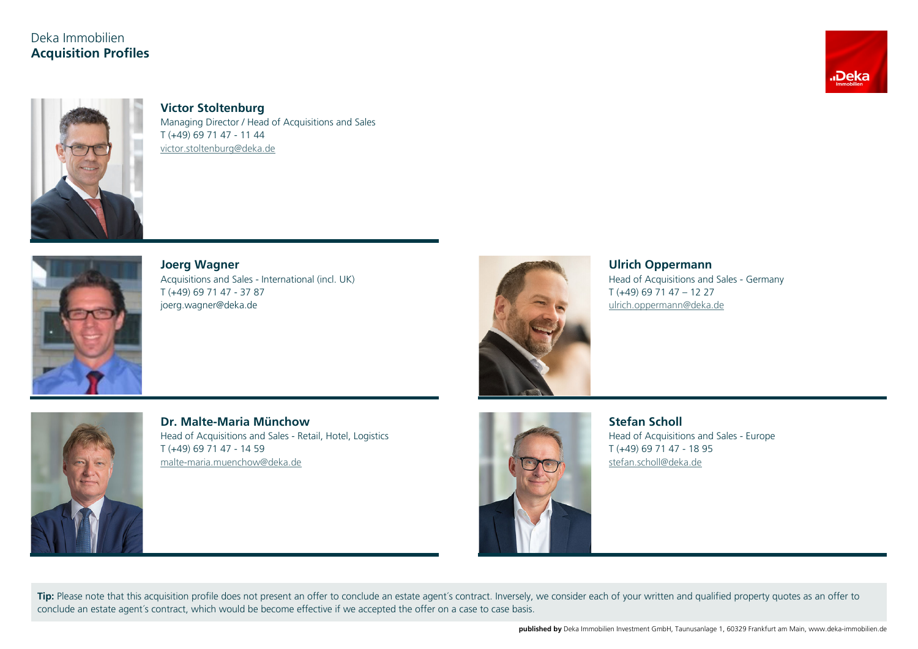# Deka Immobilien
## Acquisition Profiles

**Victor Stoltenburg**
Managing Director / Head of Acquisitions and Sales
T (+49) 69 71 47 - 11 44
victor.stoltenburg@deka.de

**Joerg Wagner**
Acquisitions and Sales - International (incl. UK)
T (+49) 69 71 47 - 37 87
joerg.wagner@deka.de

**Ulrich Oppermann**
Head of Acquisitions and Sales - Germany
T (+49) 69 71 47 – 12 27
ulrich.oppermann@deka.de

**Dr. Malte-Maria Münchow**
Head of Acquisitions and Sales - Retail, Hotel, Logistics
T (+49) 69 71 47 - 14 59
malte-maria.muenchow@deka.de

**Stefan Scholl**
Head of Acquisitions and Sales - Europe
T (+49) 69 71 47 - 18 95
stefan.scholl@deka.de

**Tip:** Please note that this acquisition profile does not present an offer to conclude an estate agent´s contract. Inversely, we consider each of your written and qualified property quotes as an offer to conclude an estate agent´s contract, which would be become effective if we accepted the offer on a case to case basis.

**published by** Deka Immobilien Investment GmbH, Taunusanlage 1, 60329 Frankfurt am Main, www.deka-immobilien.de